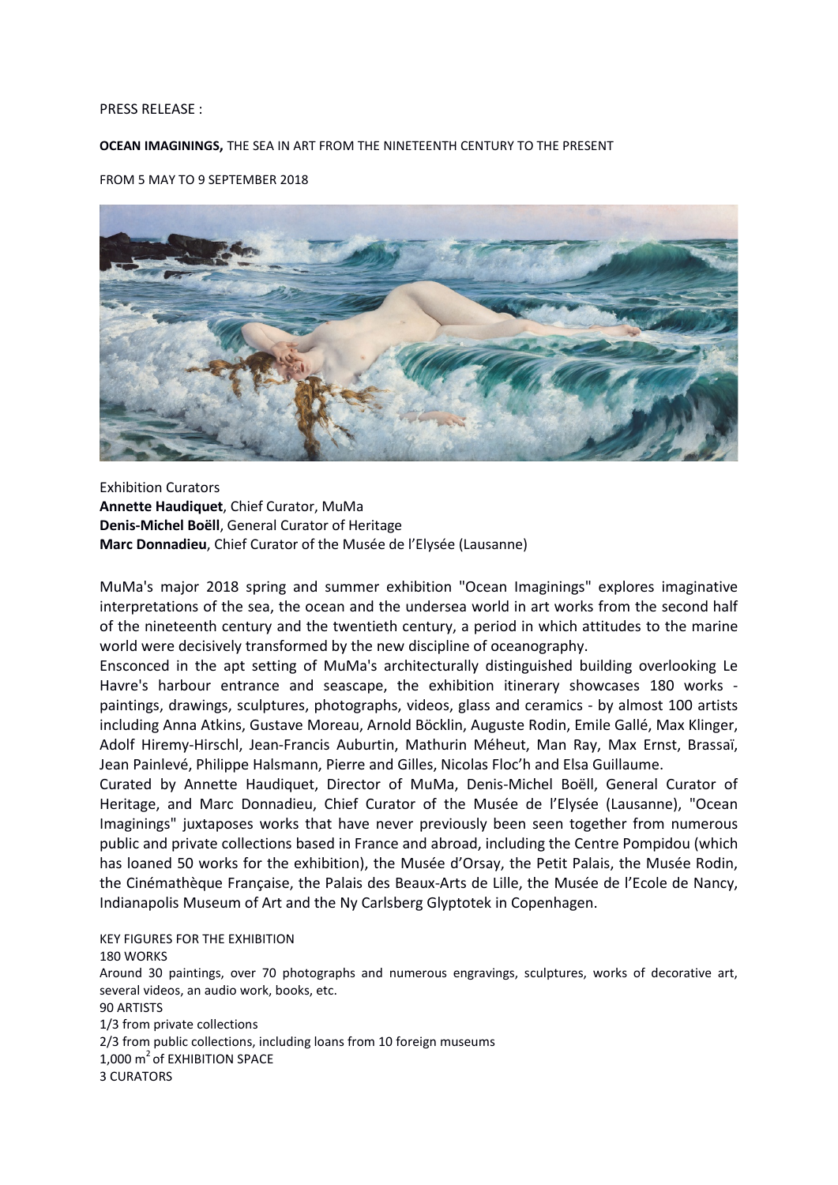PRESS RELEASE :

**OCEAN IMAGININGS,** THE SEA IN ART FROM THE NINETEENTH CENTURY TO THE PRESENT

FROM 5 MAY TO 9 SEPTEMBER 2018

Exhibition Curators
**Annette Haudiquet**, Chief Curator, MuMa
**Denis-Michel Boëll**, General Curator of Heritage
**Marc Donnadieu**, Chief Curator of the Musée de l'Elysée (Lausanne)

MuMa's major 2018 spring and summer exhibition "Ocean Imaginings" explores imaginative interpretations of the sea, the ocean and the undersea world in art works from the second half of the nineteenth century and the twentieth century, a period in which attitudes to the marine world were decisively transformed by the new discipline of oceanography.

Ensconced in the apt setting of MuMa's architecturally distinguished building overlooking Le Havre's harbour entrance and seascape, the exhibition itinerary showcases 180 works - paintings, drawings, sculptures, photographs, videos, glass and ceramics - by almost 100 artists including Anna Atkins, Gustave Moreau, Arnold Böcklin, Auguste Rodin, Emile Gallé, Max Klinger, Adolf Hiremy-Hirschl, Jean-Francis Auburtin, Mathurin Méheut, Man Ray, Max Ernst, Brassaï, Jean Painlevé, Philippe Halsmann, Pierre and Gilles, Nicolas Floc'h and Elsa Guillaume.

Curated by Annette Haudiquet, Director of MuMa, Denis-Michel Boëll, General Curator of Heritage, and Marc Donnadieu, Chief Curator of the Musée de l'Elysée (Lausanne), "Ocean Imaginings" juxtaposes works that have never previously been seen together from numerous public and private collections based in France and abroad, including the Centre Pompidou (which has loaned 50 works for the exhibition), the Musée d'Orsay, the Petit Palais, the Musée Rodin, the Cinémathèque Française, the Palais des Beaux-Arts de Lille, the Musée de l'Ecole de Nancy, Indianapolis Museum of Art and the Ny Carlsberg Glyptotek in Copenhagen.

KEY FIGURES FOR THE EXHIBITION
180 WORKS
Around 30 paintings, over 70 photographs and numerous engravings, sculptures, works of decorative art, several videos, an audio work, books, etc.
90 ARTISTS
1/3 from private collections
2/3 from public collections, including loans from 10 foreign museums
1,000 m$^2$ of EXHIBITION SPACE
3 CURATORS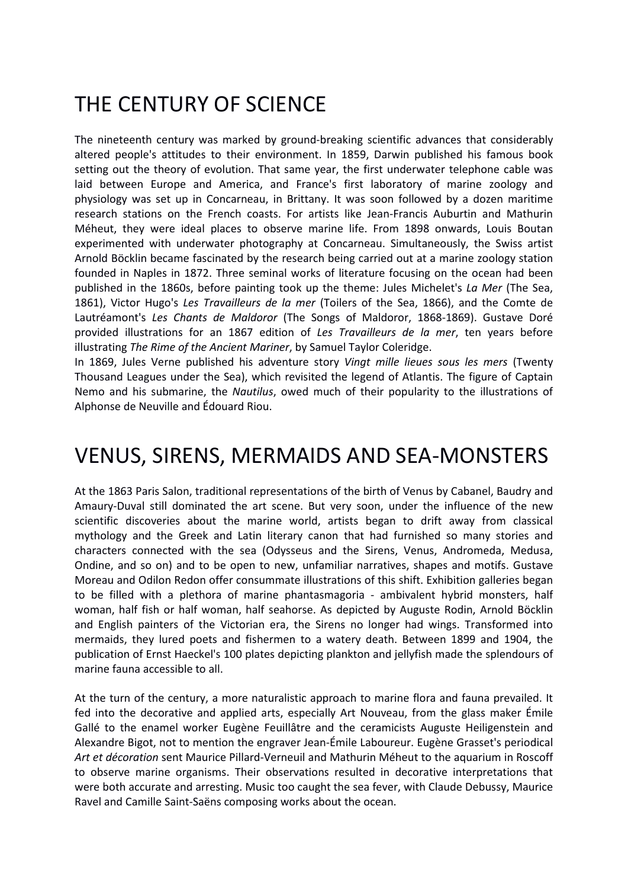# THE CENTURY OF SCIENCE

The nineteenth century was marked by ground-breaking scientific advances that considerably altered people's attitudes to their environment. In 1859, Darwin published his famous book setting out the theory of evolution. That same year, the first underwater telephone cable was laid between Europe and America, and France's first laboratory of marine zoology and physiology was set up in Concarneau, in Brittany. It was soon followed by a dozen maritime research stations on the French coasts. For artists like Jean-Francis Auburtin and Mathurin Méheut, they were ideal places to observe marine life. From 1898 onwards, Louis Boutan experimented with underwater photography at Concarneau. Simultaneously, the Swiss artist Arnold Böcklin became fascinated by the research being carried out at a marine zoology station founded in Naples in 1872. Three seminal works of literature focusing on the ocean had been published in the 1860s, before painting took up the theme: Jules Michelet's *La Mer* (The Sea, 1861), Victor Hugo's *Les Travailleurs de la mer* (Toilers of the Sea, 1866), and the Comte de Lautréamont's *Les Chants de Maldoror* (The Songs of Maldoror, 1868-1869). Gustave Doré provided illustrations for an 1867 edition of *Les Travailleurs de la mer*, ten years before illustrating *The Rime of the Ancient Mariner*, by Samuel Taylor Coleridge.

In 1869, Jules Verne published his adventure story *Vingt mille lieues sous les mers* (Twenty Thousand Leagues under the Sea), which revisited the legend of Atlantis. The figure of Captain Nemo and his submarine, the *Nautilus*, owed much of their popularity to the illustrations of Alphonse de Neuville and Édouard Riou.

# VENUS, SIRENS, MERMAIDS AND SEA-MONSTERS

At the 1863 Paris Salon, traditional representations of the birth of Venus by Cabanel, Baudry and Amaury-Duval still dominated the art scene. But very soon, under the influence of the new scientific discoveries about the marine world, artists began to drift away from classical mythology and the Greek and Latin literary canon that had furnished so many stories and characters connected with the sea (Odysseus and the Sirens, Venus, Andromeda, Medusa, Ondine, and so on) and to be open to new, unfamiliar narratives, shapes and motifs. Gustave Moreau and Odilon Redon offer consummate illustrations of this shift. Exhibition galleries began to be filled with a plethora of marine phantasmagoria - ambivalent hybrid monsters, half woman, half fish or half woman, half seahorse. As depicted by Auguste Rodin, Arnold Böcklin and English painters of the Victorian era, the Sirens no longer had wings. Transformed into mermaids, they lured poets and fishermen to a watery death. Between 1899 and 1904, the publication of Ernst Haeckel's 100 plates depicting plankton and jellyfish made the splendours of marine fauna accessible to all.

At the turn of the century, a more naturalistic approach to marine flora and fauna prevailed. It fed into the decorative and applied arts, especially Art Nouveau, from the glass maker Émile Gallé to the enamel worker Eugène Feuillâtre and the ceramicists Auguste Heiligenstein and Alexandre Bigot, not to mention the engraver Jean-Émile Laboureur. Eugène Grasset's periodical *Art et décoration* sent Maurice Pillard-Verneuil and Mathurin Méheut to the aquarium in Roscoff to observe marine organisms. Their observations resulted in decorative interpretations that were both accurate and arresting. Music too caught the sea fever, with Claude Debussy, Maurice Ravel and Camille Saint-Saëns composing works about the ocean.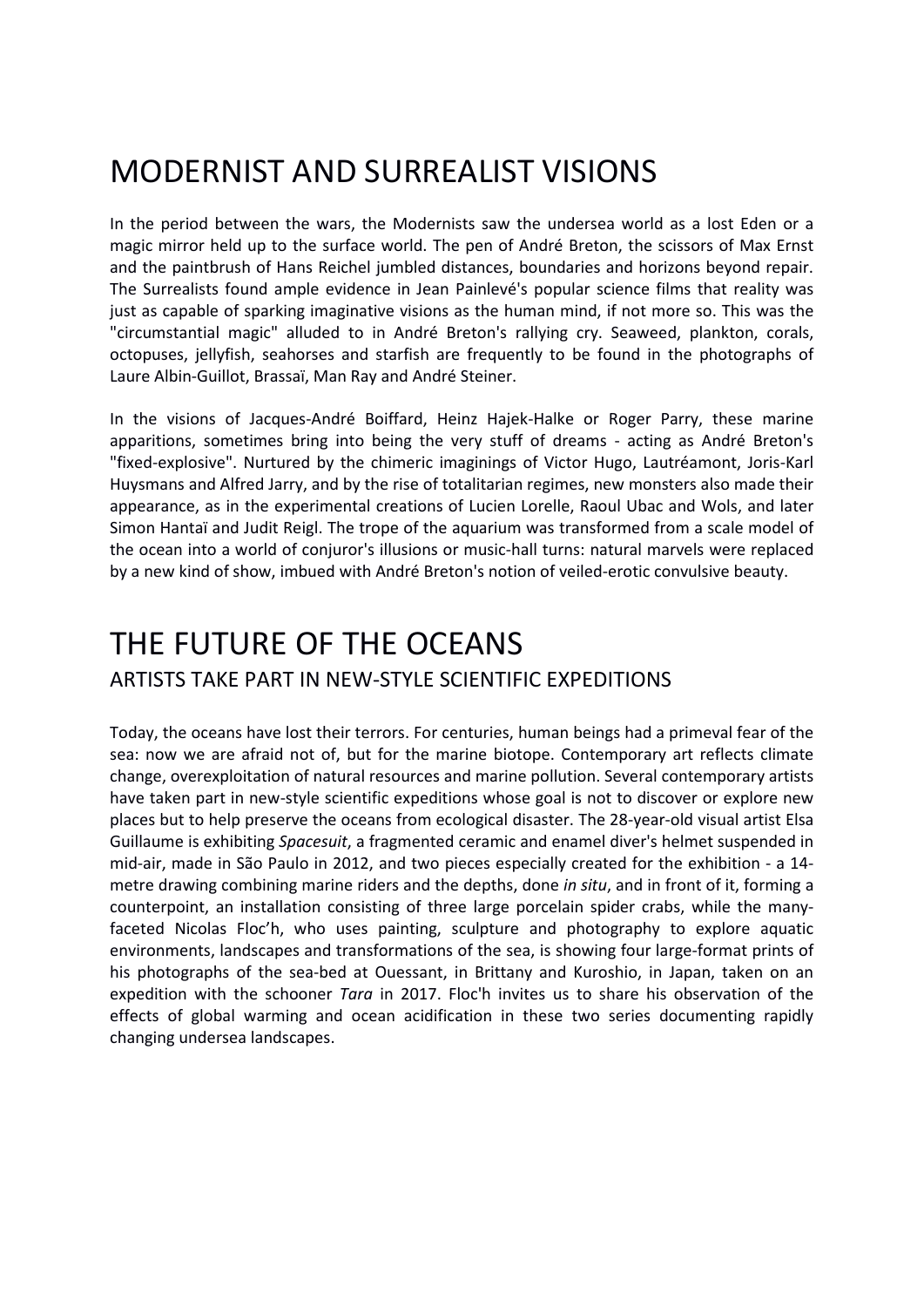# MODERNIST AND SURREALIST VISIONS

In the period between the wars, the Modernists saw the undersea world as a lost Eden or a magic mirror held up to the surface world. The pen of André Breton, the scissors of Max Ernst and the paintbrush of Hans Reichel jumbled distances, boundaries and horizons beyond repair. The Surrealists found ample evidence in Jean Painlevé's popular science films that reality was just as capable of sparking imaginative visions as the human mind, if not more so. This was the "circumstantial magic" alluded to in André Breton's rallying cry. Seaweed, plankton, corals, octopuses, jellyfish, seahorses and starfish are frequently to be found in the photographs of Laure Albin-Guillot, Brassaï, Man Ray and André Steiner.

In the visions of Jacques-André Boiffard, Heinz Hajek-Halke or Roger Parry, these marine apparitions, sometimes bring into being the very stuff of dreams - acting as André Breton's "fixed-explosive". Nurtured by the chimeric imaginings of Victor Hugo, Lautréamont, Joris-Karl Huysmans and Alfred Jarry, and by the rise of totalitarian regimes, new monsters also made their appearance, as in the experimental creations of Lucien Lorelle, Raoul Ubac and Wols, and later Simon Hantaï and Judit Reigl. The trope of the aquarium was transformed from a scale model of the ocean into a world of conjuror's illusions or music-hall turns: natural marvels were replaced by a new kind of show, imbued with André Breton's notion of veiled-erotic convulsive beauty.

# THE FUTURE OF THE OCEANS

## ARTISTS TAKE PART IN NEW-STYLE SCIENTIFIC EXPEDITIONS

Today, the oceans have lost their terrors. For centuries, human beings had a primeval fear of the sea: now we are afraid not of, but for the marine biotope. Contemporary art reflects climate change, overexploitation of natural resources and marine pollution. Several contemporary artists have taken part in new-style scientific expeditions whose goal is not to discover or explore new places but to help preserve the oceans from ecological disaster. The 28-year-old visual artist Elsa Guillaume is exhibiting *Spacesuit*, a fragmented ceramic and enamel diver's helmet suspended in mid-air, made in São Paulo in 2012, and two pieces especially created for the exhibition - a 14-metre drawing combining marine riders and the depths, done *in situ*, and in front of it, forming a counterpoint, an installation consisting of three large porcelain spider crabs, while the many-faceted Nicolas Floc'h, who uses painting, sculpture and photography to explore aquatic environments, landscapes and transformations of the sea, is showing four large-format prints of his photographs of the sea-bed at Ouessant, in Brittany and Kuroshio, in Japan, taken on an expedition with the schooner *Tara* in 2017. Floc'h invites us to share his observation of the effects of global warming and ocean acidification in these two series documenting rapidly changing undersea landscapes.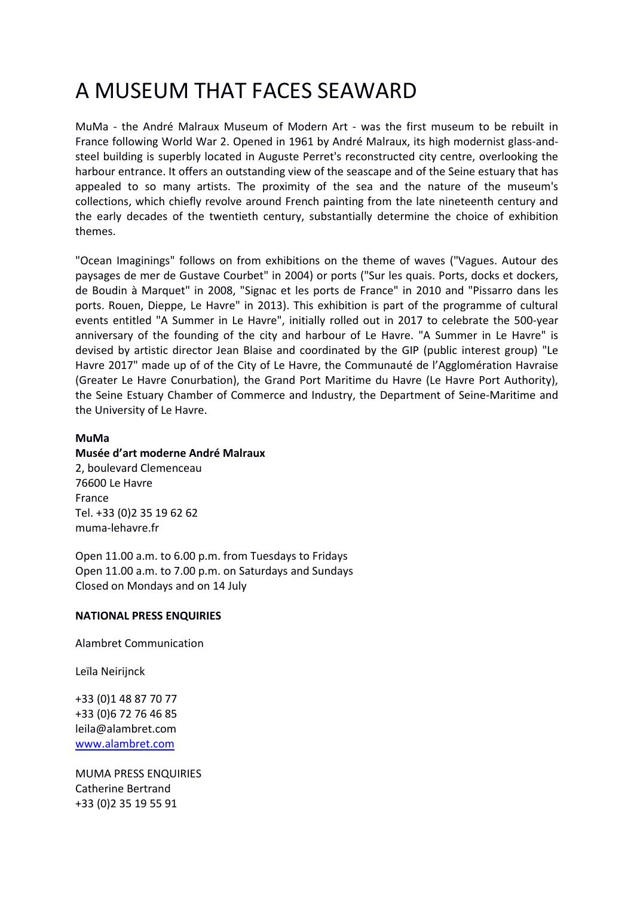# A MUSEUM THAT FACES SEAWARD

MuMa - the André Malraux Museum of Modern Art - was the first museum to be rebuilt in France following World War 2. Opened in 1961 by André Malraux, its high modernist glass-and-steel building is superbly located in Auguste Perret's reconstructed city centre, overlooking the harbour entrance. It offers an outstanding view of the seascape and of the Seine estuary that has appealed to so many artists. The proximity of the sea and the nature of the museum's collections, which chiefly revolve around French painting from the late nineteenth century and the early decades of the twentieth century, substantially determine the choice of exhibition themes.

"Ocean Imaginings" follows on from exhibitions on the theme of waves ("Vagues. Autour des paysages de mer de Gustave Courbet" in 2004) or ports ("Sur les quais. Ports, docks et dockers, de Boudin à Marquet" in 2008, "Signac et les ports de France" in 2010 and "Pissarro dans les ports. Rouen, Dieppe, Le Havre" in 2013). This exhibition is part of the programme of cultural events entitled "A Summer in Le Havre", initially rolled out in 2017 to celebrate the 500-year anniversary of the founding of the city and harbour of Le Havre. "A Summer in Le Havre" is devised by artistic director Jean Blaise and coordinated by the GIP (public interest group) "Le Havre 2017" made up of of the City of Le Havre, the Communauté de l'Agglomération Havraise (Greater Le Havre Conurbation), the Grand Port Maritime du Havre (Le Havre Port Authority), the Seine Estuary Chamber of Commerce and Industry, the Department of Seine-Maritime and the University of Le Havre.

**MuMa**
**Musée d'art moderne André Malraux**
2, boulevard Clemenceau
76600 Le Havre
France
Tel. +33 (0)2 35 19 62 62
muma-lehavre.fr

Open 11.00 a.m. to 6.00 p.m. from Tuesdays to Fridays
Open 11.00 a.m. to 7.00 p.m. on Saturdays and Sundays
Closed on Mondays and on 14 July

**NATIONAL PRESS ENQUIRIES**

Alambret Communication

Leïla Neirijnck

+33 (0)1 48 87 70 77
+33 (0)6 72 76 46 85
leila@alambret.com
www.alambret.com

MUMA PRESS ENQUIRIES
Catherine Bertrand
+33 (0)2 35 19 55 91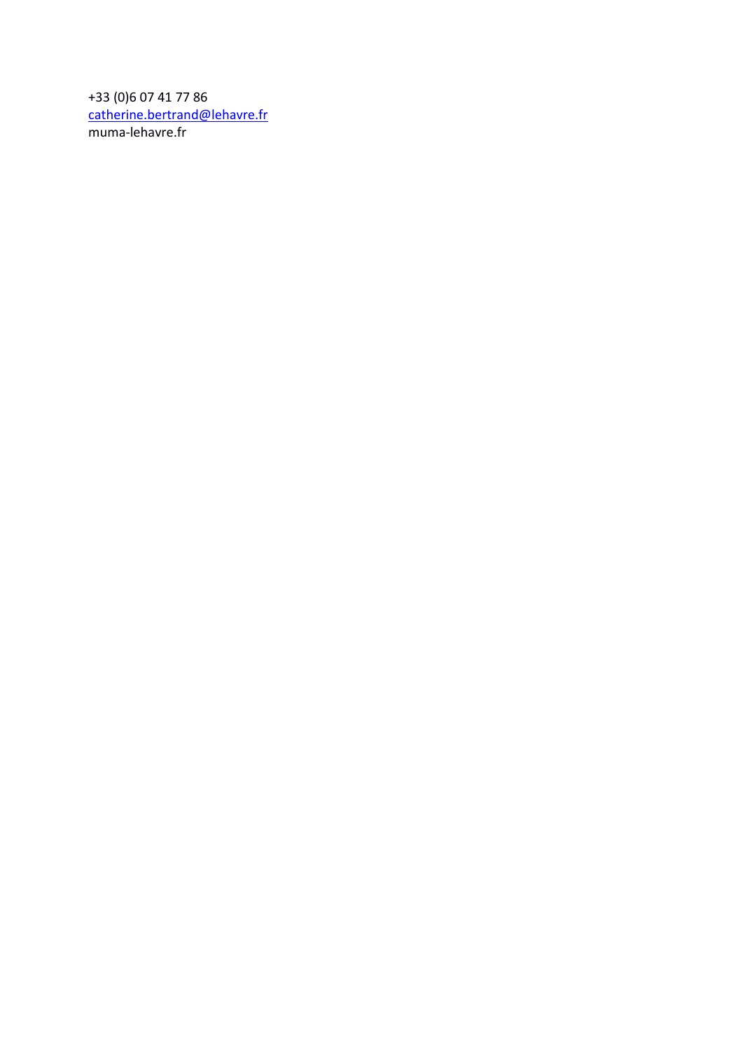+33 (0)6 07 41 77 86
[catherine.bertrand@lehavre.fr](mailto:catherine.bertrand@lehavre.fr)
muma-lehavre.fr